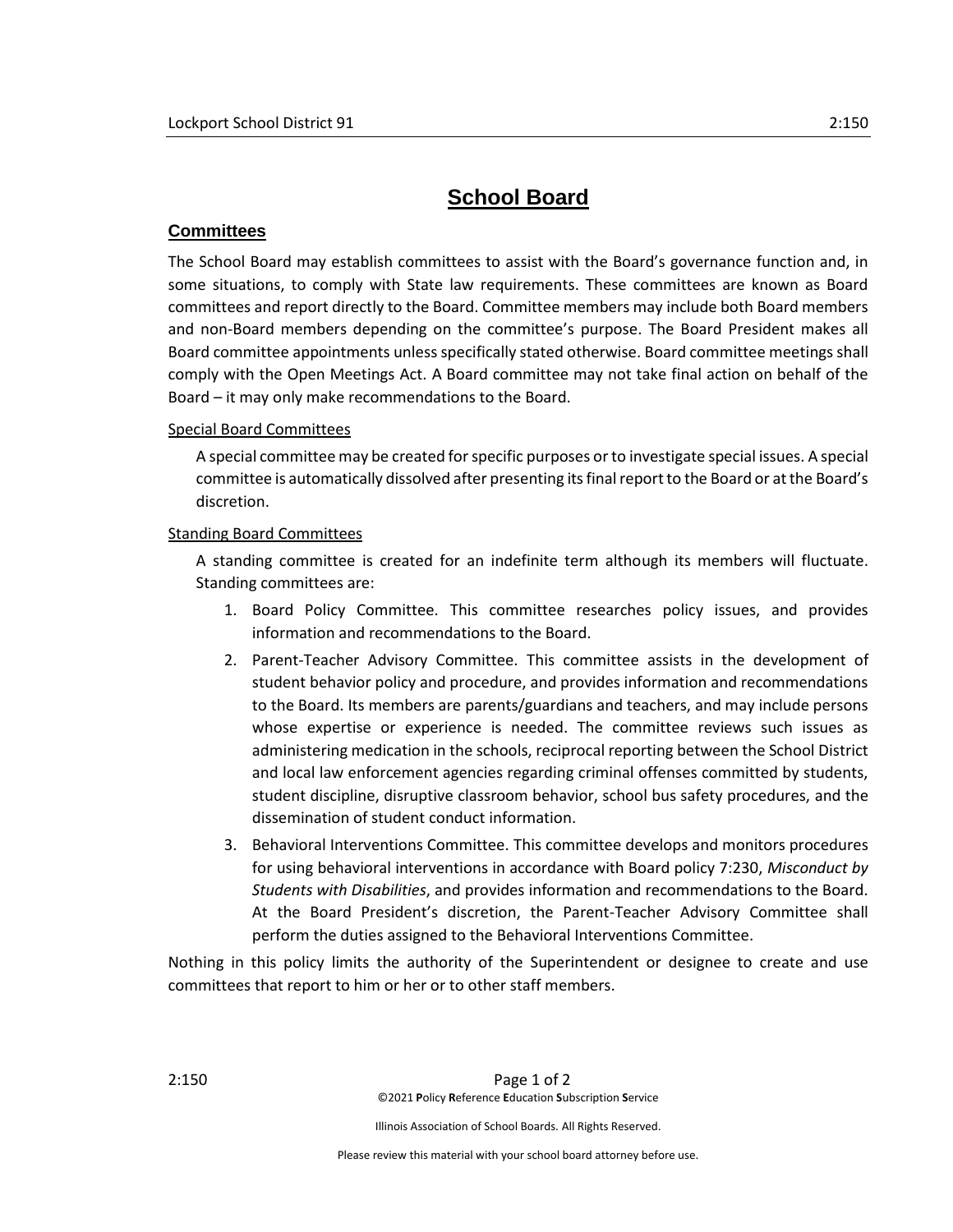# School Board

## Committees

The School Board may establish committees to assist with the Board's governance function and, in some situations, to comply with State law requirements. These committees are known as Board committees and report directly to the Board. Committee members may include both Board members and non-Board members depending on the committee's purpose. The Board President makes all Board committee appointments unless specifically stated otherwise. Board committee meetings shall comply with the Open Meetings Act. A Board committee may not take final action on behalf of the Board – it may only make recommendations to the Board.

### Special Board Committees

A special committee may be created for specific purposes or to investigate special issues. A special committee is automatically dissolved after presenting its final report to the Board or at the Board's discretion.

### Standing Board Committees

A standing committee is created for an indefinite term although its members will fluctuate. Standing committees are:

1. Board Policy Committee. This committee researches policy issues, and provides information and recommendations to the Board.
2. Parent-Teacher Advisory Committee. This committee assists in the development of student behavior policy and procedure, and provides information and recommendations to the Board. Its members are parents/guardians and teachers, and may include persons whose expertise or experience is needed. The committee reviews such issues as administering medication in the schools, reciprocal reporting between the School District and local law enforcement agencies regarding criminal offenses committed by students, student discipline, disruptive classroom behavior, school bus safety procedures, and the dissemination of student conduct information.
3. Behavioral Interventions Committee. This committee develops and monitors procedures for using behavioral interventions in accordance with Board policy 7:230, *Misconduct by Students with Disabilities*, and provides information and recommendations to the Board. At the Board President's discretion, the Parent-Teacher Advisory Committee shall perform the duties assigned to the Behavioral Interventions Committee.

Nothing in this policy limits the authority of the Superintendent or designee to create and use committees that report to him or her or to other staff members.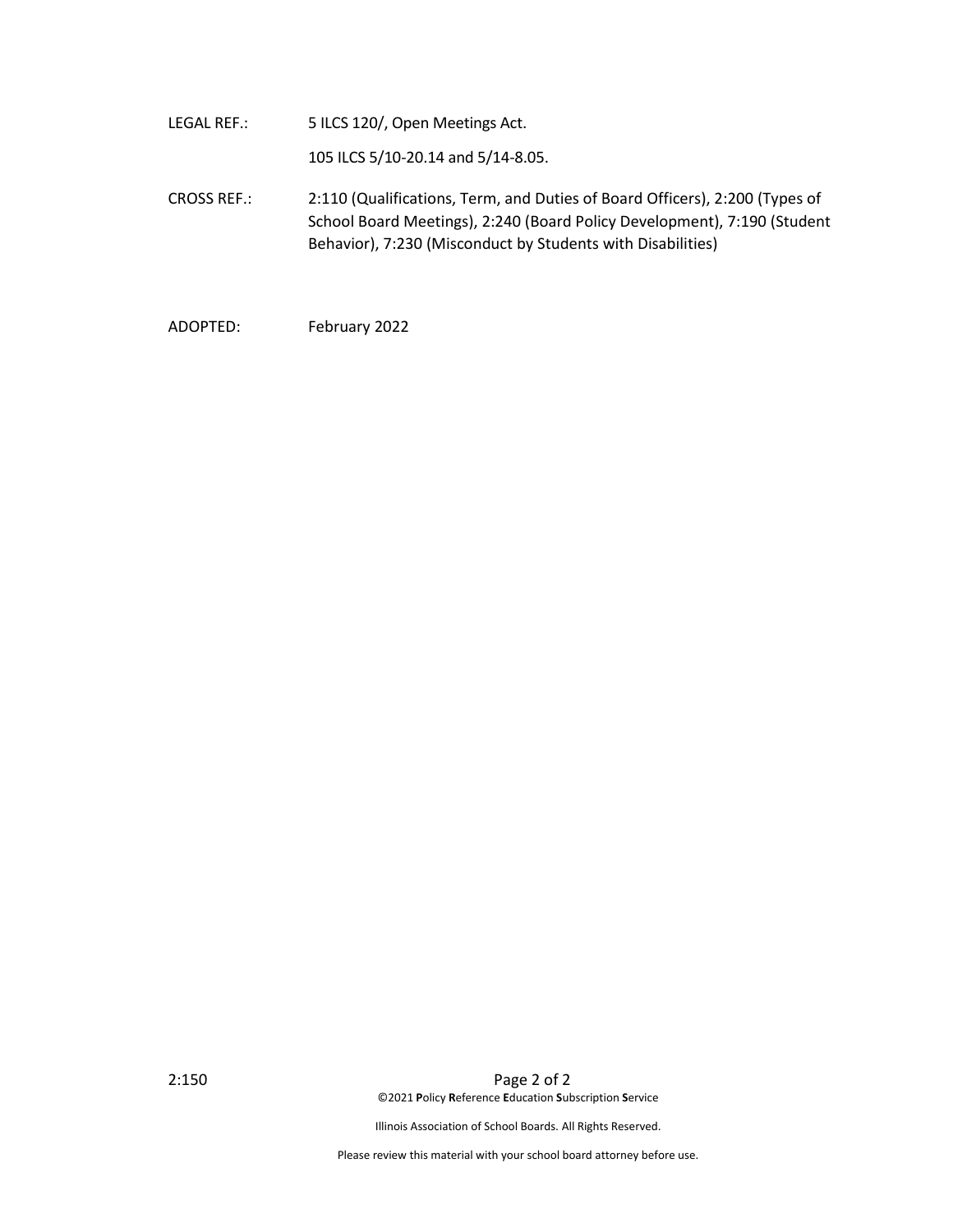LEGAL REF.: 5 ILCS 120/, Open Meetings Act.

105 ILCS 5/10-20.14 and 5/14-8.05.

CROSS REF.: 2:110 (Qualifications, Term, and Duties of Board Officers), 2:200 (Types of School Board Meetings), 2:240 (Board Policy Development), 7:190 (Student Behavior), 7:230 (Misconduct by Students with Disabilities)

ADOPTED: February 2022